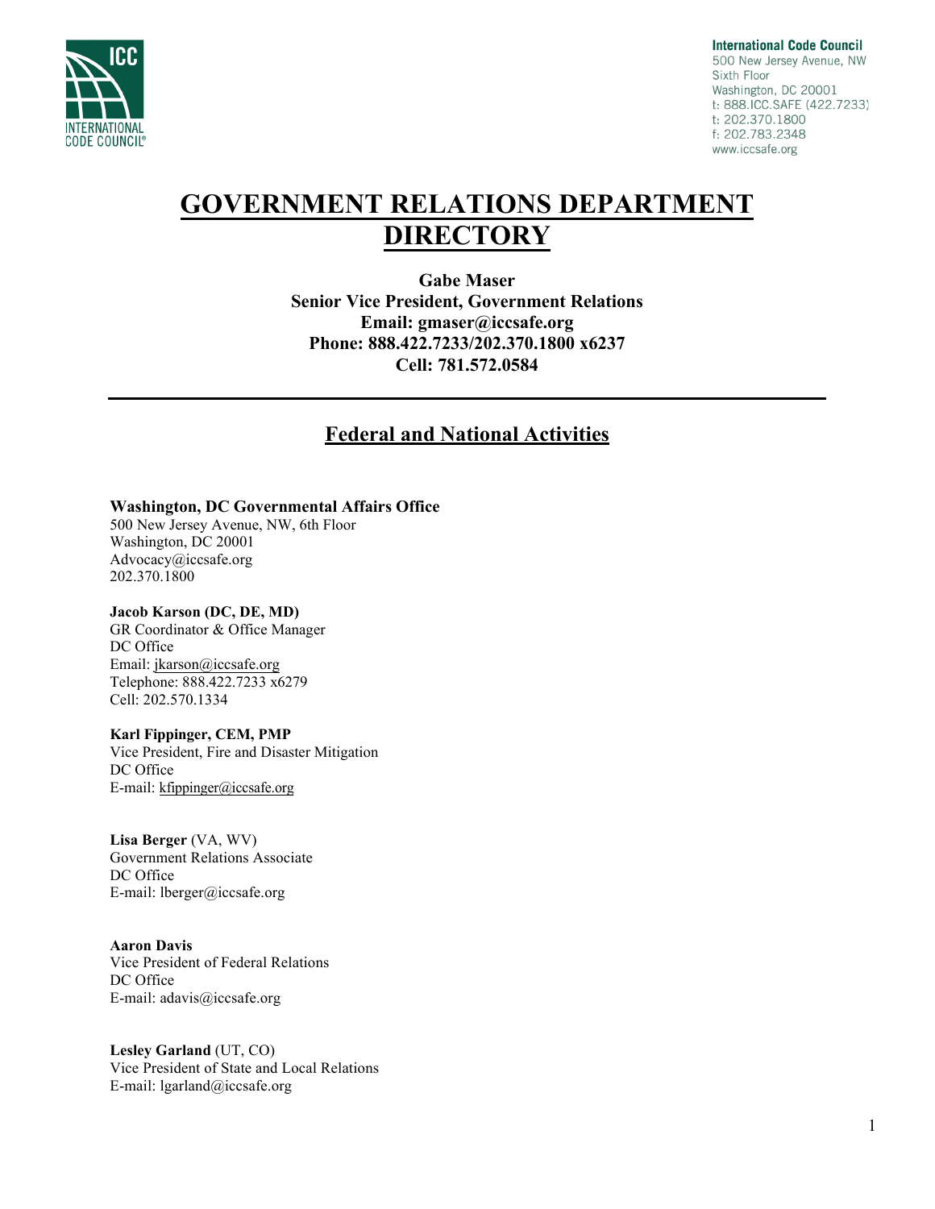International Code Council
500 New Jersey Avenue, NW
Sixth Floor
Washington, DC 20001
t: 888.ICC.SAFE (422.7233)
t: 202.370.1800
f: 202.783.2348
www.iccsafe.org

# GOVERNMENT RELATIONS DEPARTMENT DIRECTORY

**Gabe Maser**
**Senior Vice President, Government Relations**
**Email: gmaser@iccsafe.org**
**Phone: 888.422.7233/202.370.1800 x6237**
**Cell: 781.572.0584**

---

## Federal and National Activities

**Washington, DC Governmental Affairs Office**
500 New Jersey Avenue, NW, 6th Floor
Washington, DC 20001
Advocacy@iccsafe.org
202.370.1800

**Jacob Karson (DC, DE, MD)**
GR Coordinator & Office Manager
DC Office
Email: jkarson@iccsafe.org
Telephone: 888.422.7233 x6279
Cell: 202.570.1334

**Karl Fippinger, CEM, PMP**
Vice President, Fire and Disaster Mitigation
DC Office
E-mail: kfippinger@iccsafe.org

**Lisa Berger** (VA, WV)
Government Relations Associate
DC Office
E-mail: lberger@iccsafe.org

**Aaron Davis**
Vice President of Federal Relations
DC Office
E-mail: adavis@iccsafe.org

**Lesley Garland** (UT, CO)
Vice President of State and Local Relations
E-mail: lgarland@iccsafe.org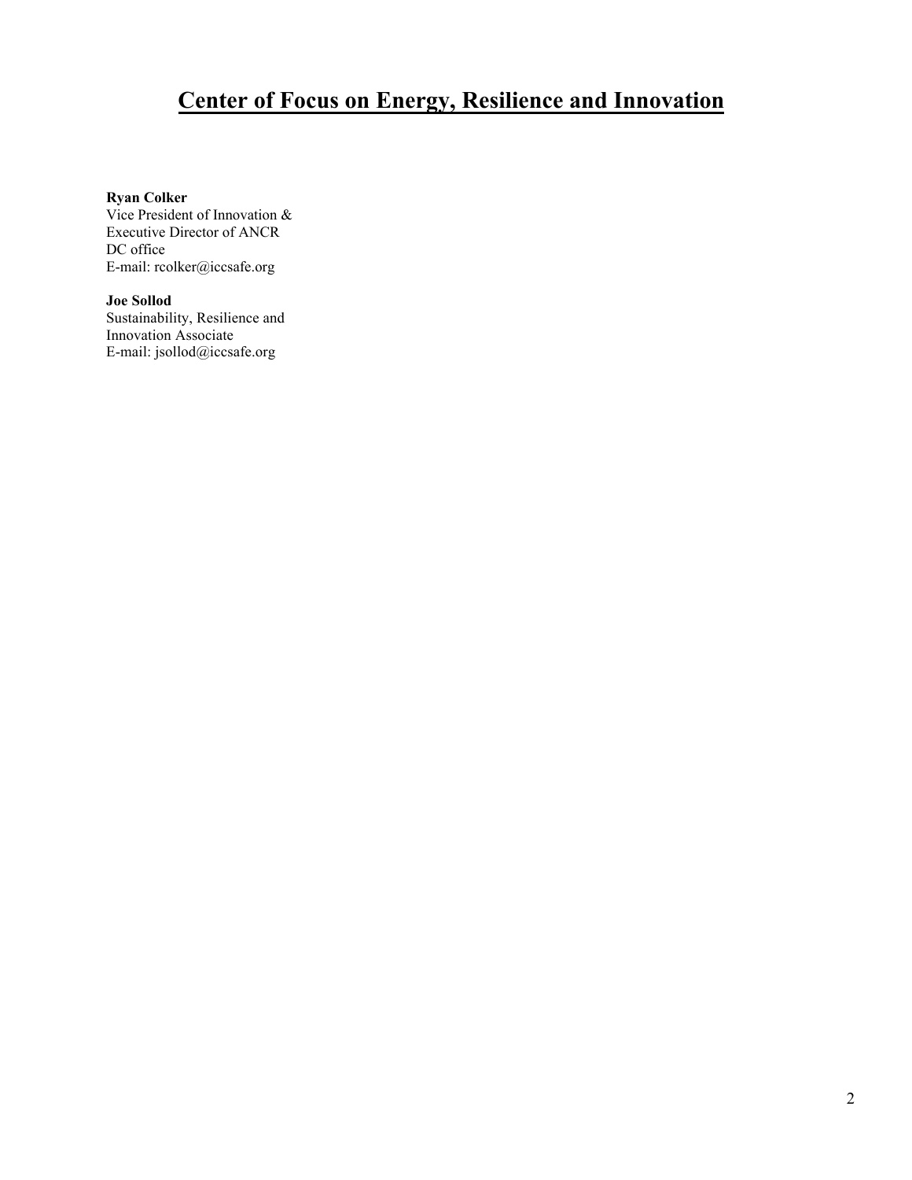# Center of Focus on Energy, Resilience and Innovation

**Ryan Colker**
Vice President of Innovation &
Executive Director of ANCR
DC office
E-mail: rcolker@iccsafe.org

**Joe Sollod**
Sustainability, Resilience and
Innovation Associate
E-mail: jsollod@iccsafe.org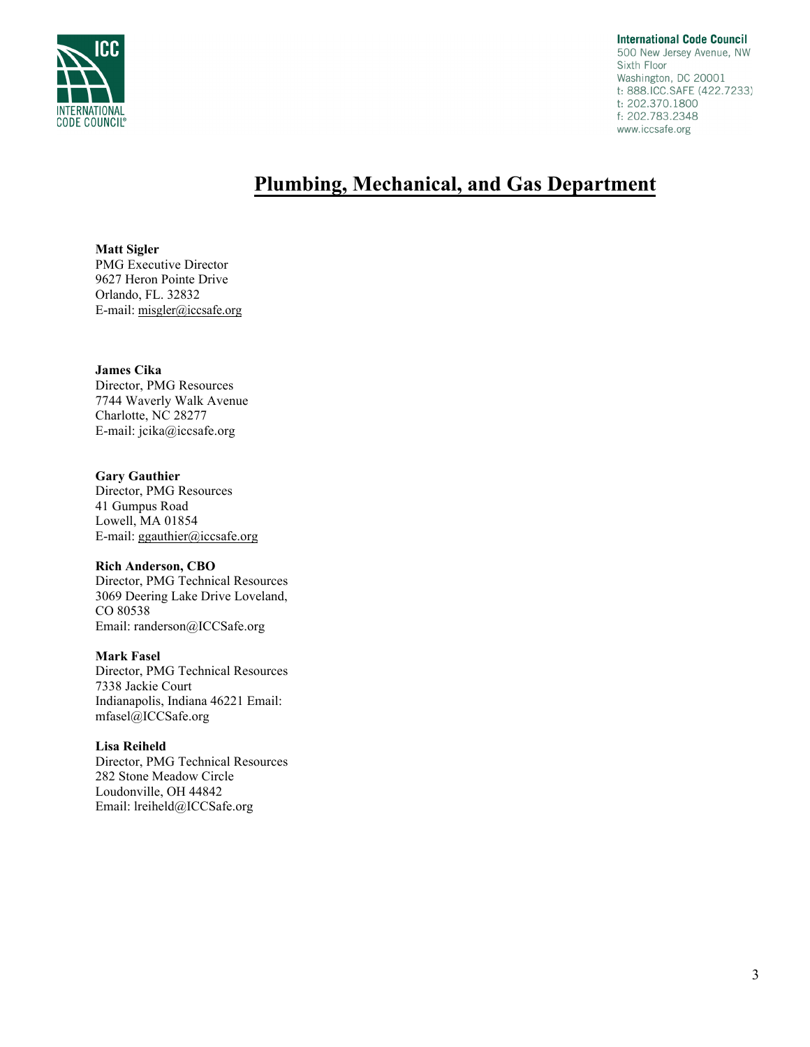International Code Council
500 New Jersey Avenue, NW
Sixth Floor
Washington, DC 20001
t: 888.ICC.SAFE (422.7233)
t: 202.370.1800
f: 202.783.2348
www.iccsafe.org

# Plumbing, Mechanical, and Gas Department

**Matt Sigler**
PMG Executive Director
9627 Heron Pointe Drive
Orlando, FL. 32832
E-mail: misgler@iccsafe.org

**James Cika**
Director, PMG Resources
7744 Waverly Walk Avenue
Charlotte, NC 28277
E-mail: jcika@iccsafe.org

**Gary Gauthier**
Director, PMG Resources
41 Gumpus Road
Lowell, MA 01854
E-mail: ggauthier@iccsafe.org

**Rich Anderson, CBO**
Director, PMG Technical Resources
3069 Deering Lake Drive Loveland, CO 80538
Email: randerson@ICCSafe.org

**Mark Fasel**
Director, PMG Technical Resources
7338 Jackie Court
Indianapolis, Indiana 46221 Email: mfasel@ICCSafe.org

**Lisa Reiheld**
Director, PMG Technical Resources
282 Stone Meadow Circle
Loudonville, OH 44842
Email: lreiheld@ICCSafe.org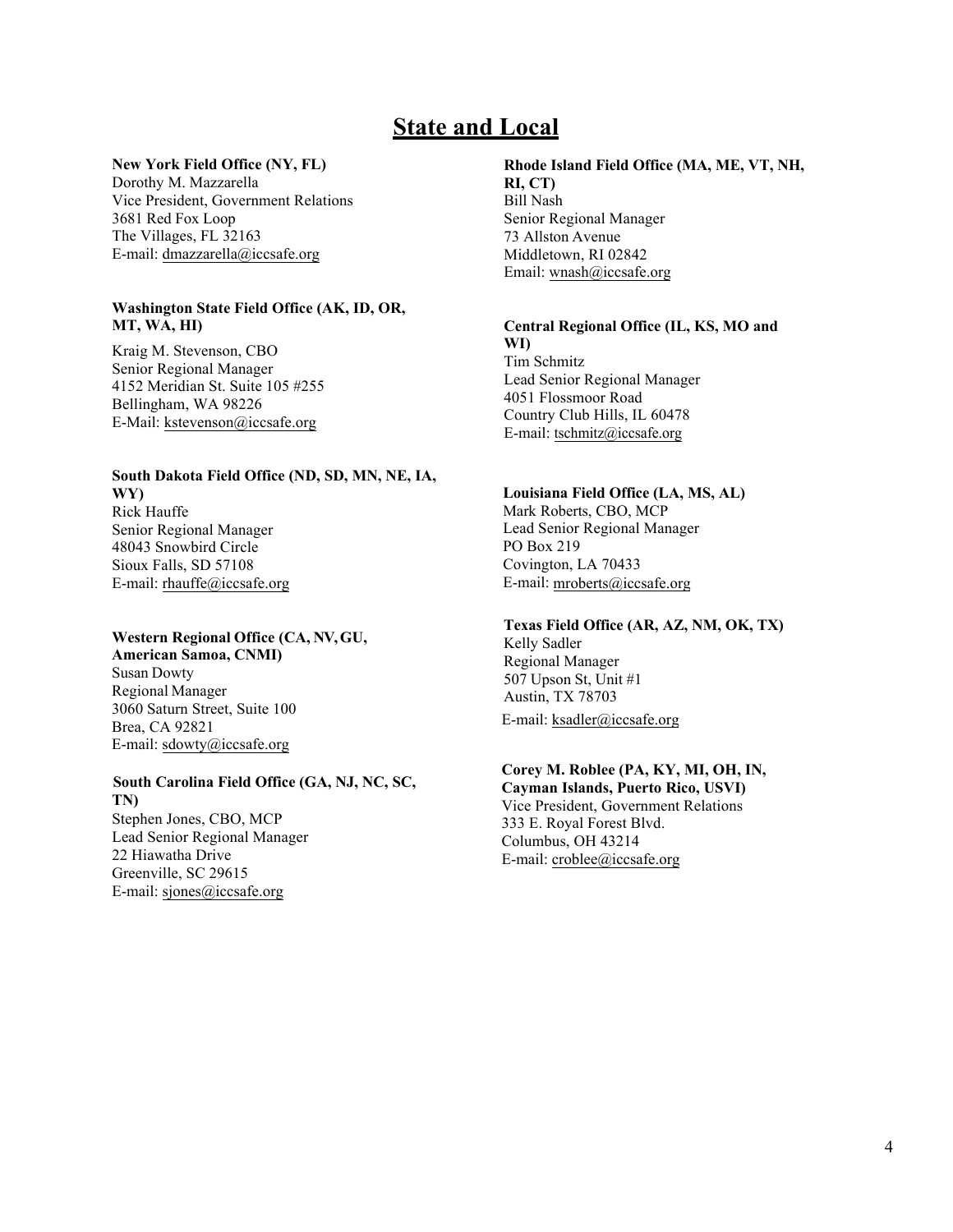# State and Local

**New York Field Office (NY, FL)**
Dorothy M. Mazzarella
Vice President, Government Relations
3681 Red Fox Loop
The Villages, FL 32163
E-mail: dmazzarella@iccsafe.org

**Washington State Field Office (AK, ID, OR, MT, WA, HI)**
Kraig M. Stevenson, CBO
Senior Regional Manager
4152 Meridian St. Suite 105 #255
Bellingham, WA 98226
E-Mail: kstevenson@iccsafe.org

**South Dakota Field Office (ND, SD, MN, NE, IA, WY)**
Rick Hauffe
Senior Regional Manager
48043 Snowbird Circle
Sioux Falls, SD 57108
E-mail: rhauffe@iccsafe.org

**Western Regional Office (CA, NV, GU, American Samoa, CNMI)**
Susan Dowty
Regional Manager
3060 Saturn Street, Suite 100
Brea, CA 92821
E-mail: sdowty@iccsafe.org

**South Carolina Field Office (GA, NJ, NC, SC, TN)**
Stephen Jones, CBO, MCP
Lead Senior Regional Manager
22 Hiawatha Drive
Greenville, SC 29615
E-mail: sjones@iccsafe.org

**Rhode Island Field Office (MA, ME, VT, NH, RI, CT)**
Bill Nash
Senior Regional Manager
73 Allston Avenue
Middletown, RI 02842
Email: wnash@iccsafe.org

**Central Regional Office (IL, KS, MO and WI)**
Tim Schmitz
Lead Senior Regional Manager
4051 Flossmoor Road
Country Club Hills, IL 60478
E-mail: tschmitz@iccsafe.org

**Louisiana Field Office (LA, MS, AL)**
Mark Roberts, CBO, MCP
Lead Senior Regional Manager
PO Box 219
Covington, LA 70433
E-mail: mroberts@iccsafe.org

**Texas Field Office (AR, AZ, NM, OK, TX)**
Kelly Sadler
Regional Manager
507 Upson St, Unit #1
Austin, TX 78703
E-mail: ksadler@iccsafe.org

**Corey M. Roblee (PA, KY, MI, OH, IN, Cayman Islands, Puerto Rico, USVI)**
Vice President, Government Relations
333 E. Royal Forest Blvd.
Columbus, OH 43214
E-mail: croblee@iccsafe.org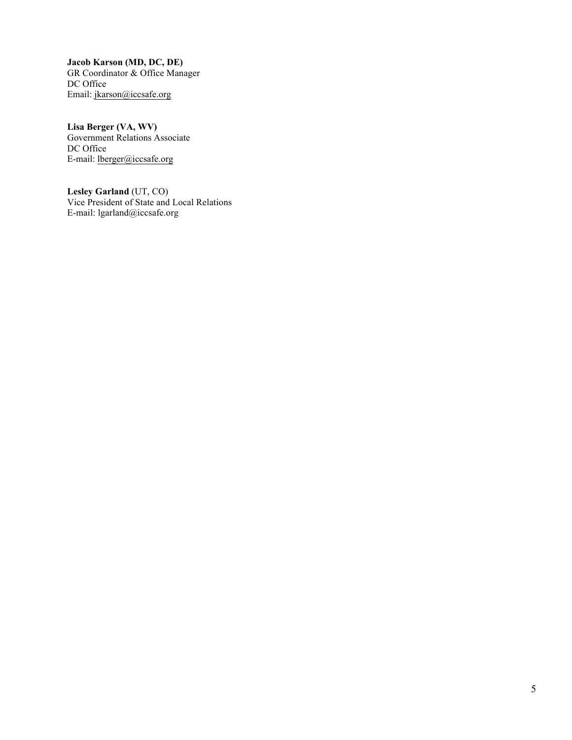**Jacob Karson (MD, DC, DE)**
GR Coordinator & Office Manager
DC Office
Email: jkarson@iccsafe.org

**Lisa Berger (VA, WV)**
Government Relations Associate
DC Office
E-mail: lberger@iccsafe.org

**Lesley Garland** (UT, CO)
Vice President of State and Local Relations
E-mail: lgarland@iccsafe.org